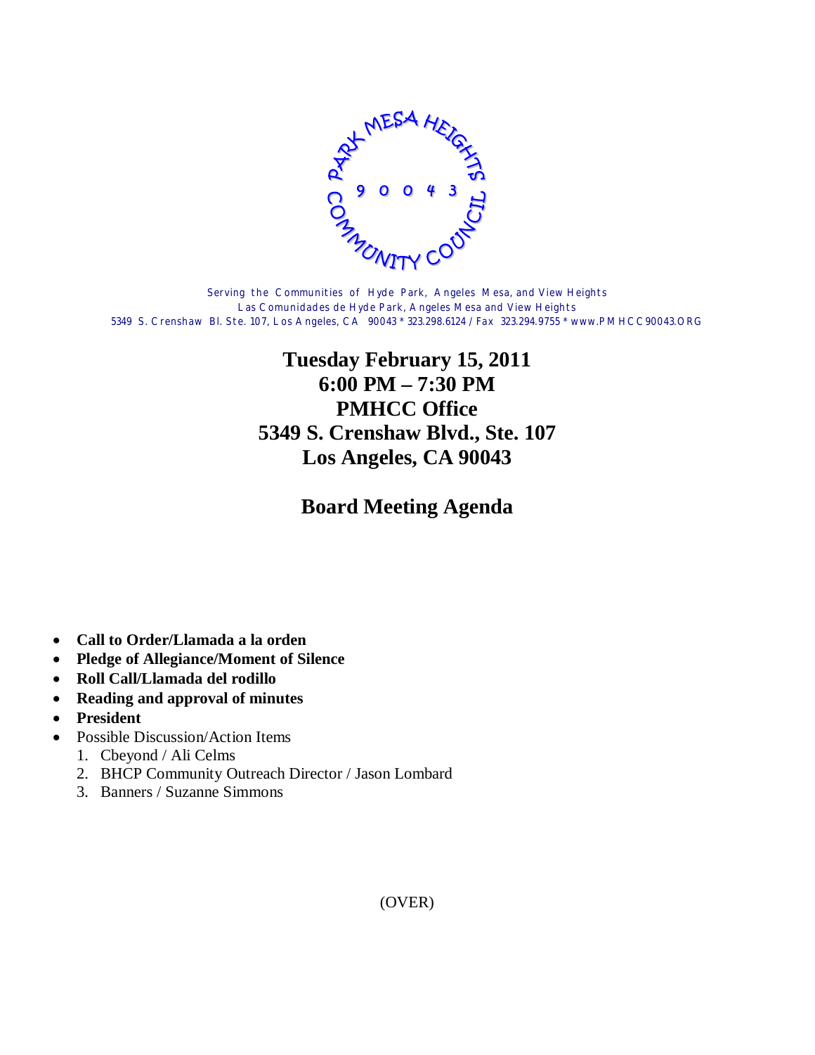PARK MESA HEIGHTS 90043 COMMUNITY COUNCIL

Serving the Communities of Hyde Park, Angeles Mesa, and View Heights
Las Comunidades de Hyde Park, Angeles Mesa and View Heights
5349 S. Crenshaw Bl. Ste. 107, Los Angeles, CA 90043 * 323.298.6124 / Fax 323.294.9755 * www.PMHCC90043.ORG

**Tuesday February 15, 2011**
**6:00 PM – 7:30 PM**
**PMHCC Office**
**5349 S. Crenshaw Blvd., Ste. 107**
**Los Angeles, CA 90043**

# Board Meeting Agenda

- **Call to Order/Llamada a la orden**
- **Pledge of Allegiance/Moment of Silence**
- **Roll Call/Llamada del rodillo**
- **Reading and approval of minutes**
- **President**
- Possible Discussion/Action Items
  1. Cbeyond / Ali Celms
  2. BHCP Community Outreach Director / Jason Lombard
  3. Banners / Suzanne Simmons

(OVER)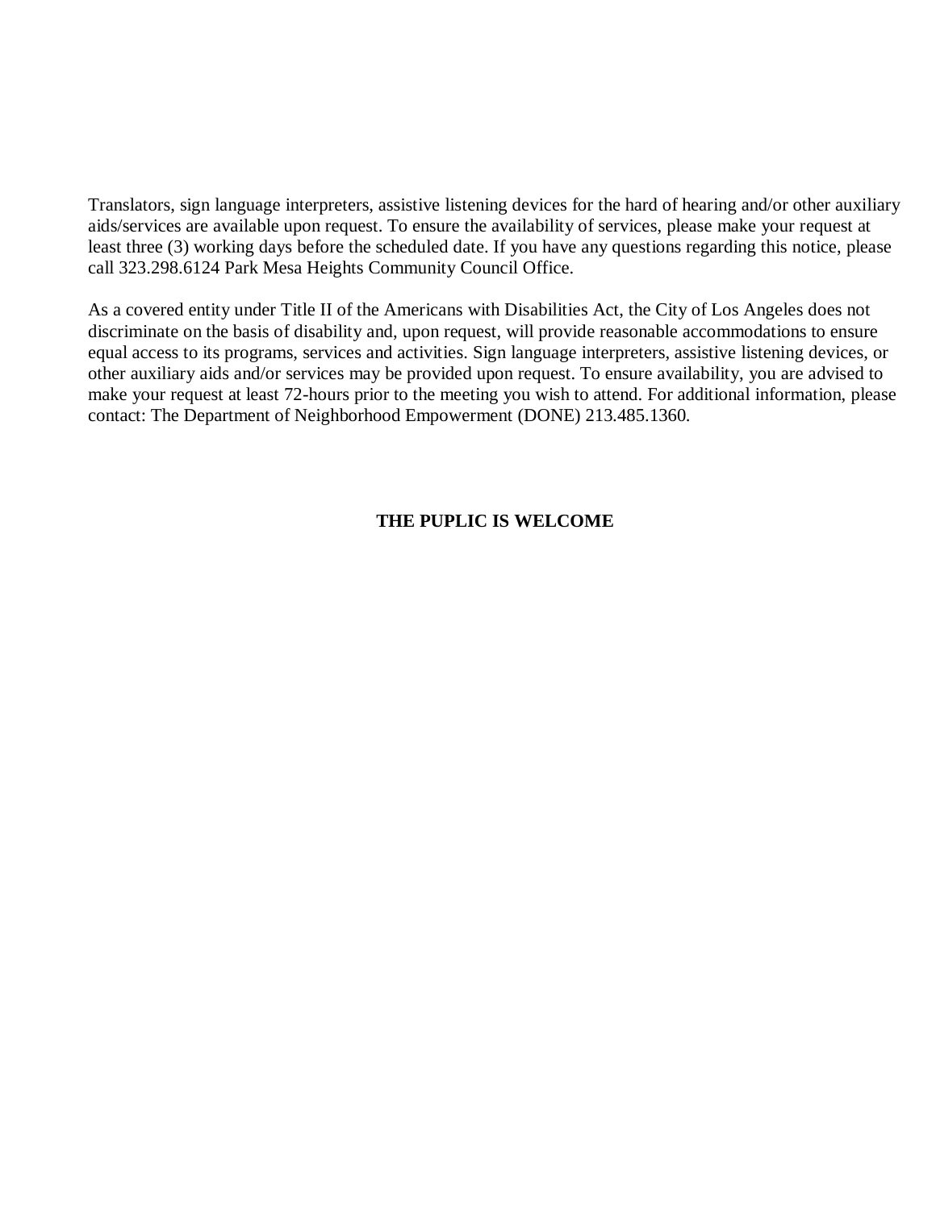Translators, sign language interpreters, assistive listening devices for the hard of hearing and/or other auxiliary aids/services are available upon request. To ensure the availability of services, please make your request at least three (3) working days before the scheduled date. If you have any questions regarding this notice, please call 323.298.6124 Park Mesa Heights Community Council Office.

As a covered entity under Title II of the Americans with Disabilities Act, the City of Los Angeles does not discriminate on the basis of disability and, upon request, will provide reasonable accommodations to ensure equal access to its programs, services and activities. Sign language interpreters, assistive listening devices, or other auxiliary aids and/or services may be provided upon request. To ensure availability, you are advised to make your request at least 72-hours prior to the meeting you wish to attend. For additional information, please contact: The Department of Neighborhood Empowerment (DONE) 213.485.1360.

**THE PUPLIC IS WELCOME**